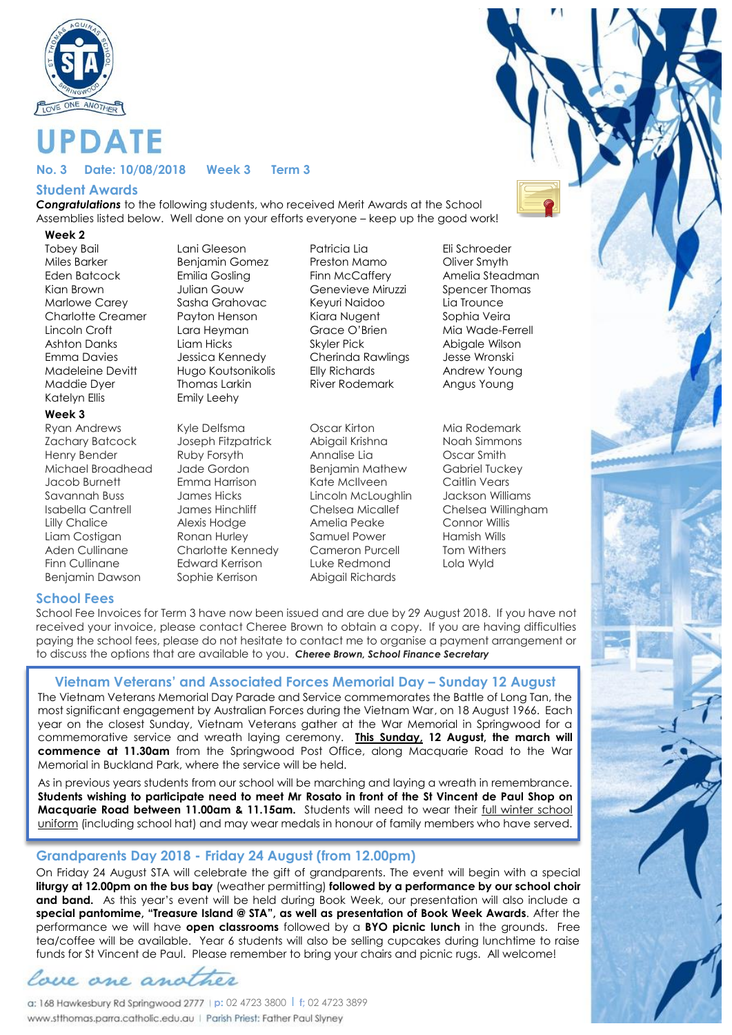# UPDATE

**No. 3 Date: 10/08/2018 Week 3 Term 3**

## Student Awards

***Congratulations*** to the following students, who received Merit Awards at the School Assemblies listed below. Well done on your efforts everyone – keep up the good work!

### Week 2

Tobey Bail
Miles Barker
Eden Batcock
Kian Brown
Marlowe Carey
Charlotte Creamer
Lincoln Croft
Ashton Danks
Emma Davies
Madeleine Devitt
Maddie Dyer
Katelyn Ellis
Lani Gleeson
Benjamin Gomez
Emilia Gosling
Julian Gouw
Sasha Grahovac
Payton Henson
Lara Heyman
Liam Hicks
Jessica Kennedy
Hugo Koutsonikolis
Thomas Larkin
Emily Leehy
Patricia Lia
Preston Mamo
Finn McCaffery
Genevieve Miruzzi
Keyuri Naidoo
Kiara Nugent
Grace O'Brien
Skyler Pick
Cherinda Rawlings
Elly Richards
River Rodemark
Eli Schroeder
Oliver Smyth
Amelia Steadman
Spencer Thomas
Lia Trounce
Sophia Veira
Mia Wade-Ferrell
Abigale Wilson
Jesse Wronski
Andrew Young
Angus Young

### Week 3

Ryan Andrews
Zachary Batcock
Henry Bender
Michael Broadhead
Jacob Burnett
Savannah Buss
Isabella Cantrell
Lilly Chalice
Liam Costigan
Aden Cullinane
Finn Cullinane
Benjamin Dawson
Kyle Delfsma
Joseph Fitzpatrick
Ruby Forsyth
Jade Gordon
Emma Harrison
James Hicks
James Hinchliff
Alexis Hodge
Ronan Hurley
Charlotte Kennedy
Edward Kerrison
Sophie Kerrison
Oscar Kirton
Abigail Krishna
Annalise Lia
Benjamin Mathew
Kate McIlveen
Lincoln McLoughlin
Chelsea Micallef
Amelia Peake
Samuel Power
Cameron Purcell
Luke Redmond
Abigail Richards
Mia Rodemark
Noah Simmons
Oscar Smith
Gabriel Tuckey
Caitlin Vears
Jackson Williams
Chelsea Willingham
Connor Willis
Hamish Wills
Tom Withers
Lola Wyld

## School Fees

School Fee Invoices for Term 3 have now been issued and are due by 29 August 2018. If you have not received your invoice, please contact Cheree Brown to obtain a copy. If you are having difficulties paying the school fees, please do not hesitate to contact me to organise a payment arrangement or to discuss the options that are available to you. ***Cheree Brown, School Finance Secretary***

## Vietnam Veterans' and Associated Forces Memorial Day – Sunday 12 August

The Vietnam Veterans Memorial Day Parade and Service commemorates the Battle of Long Tan, the most significant engagement by Australian Forces during the Vietnam War, on 18 August 1966. Each year on the closest Sunday, Vietnam Veterans gather at the War Memorial in Springwood for a commemorative service and wreath laying ceremony. **This Sunday, 12 August, the march will commence at 11.30am** from the Springwood Post Office, along Macquarie Road to the War Memorial in Buckland Park, where the service will be held.

As in previous years students from our school will be marching and laying a wreath in remembrance. **Students wishing to participate need to meet Mr Rosato in front of the St Vincent de Paul Shop on Macquarie Road between 11.00am & 11.15am.** Students will need to wear their full winter school uniform (including school hat) and may wear medals in honour of family members who have served.

## Grandparents Day 2018 - Friday 24 August (from 12.00pm)

On Friday 24 August STA will celebrate the gift of grandparents. The event will begin with a special **liturgy at 12.00pm on the bus bay** (weather permitting) **followed by a performance by our school choir and band.** As this year's event will be held during Book Week, our presentation will also include a **special pantomime, "Treasure Island @ STA", as well as presentation of Book Week Awards**. After the performance we will have **open classrooms** followed by a **BYO picnic lunch** in the grounds. Free tea/coffee will be available. Year 6 students will also be selling cupcakes during lunchtime to raise funds for St Vincent de Paul. Please remember to bring your chairs and picnic rugs. All welcome!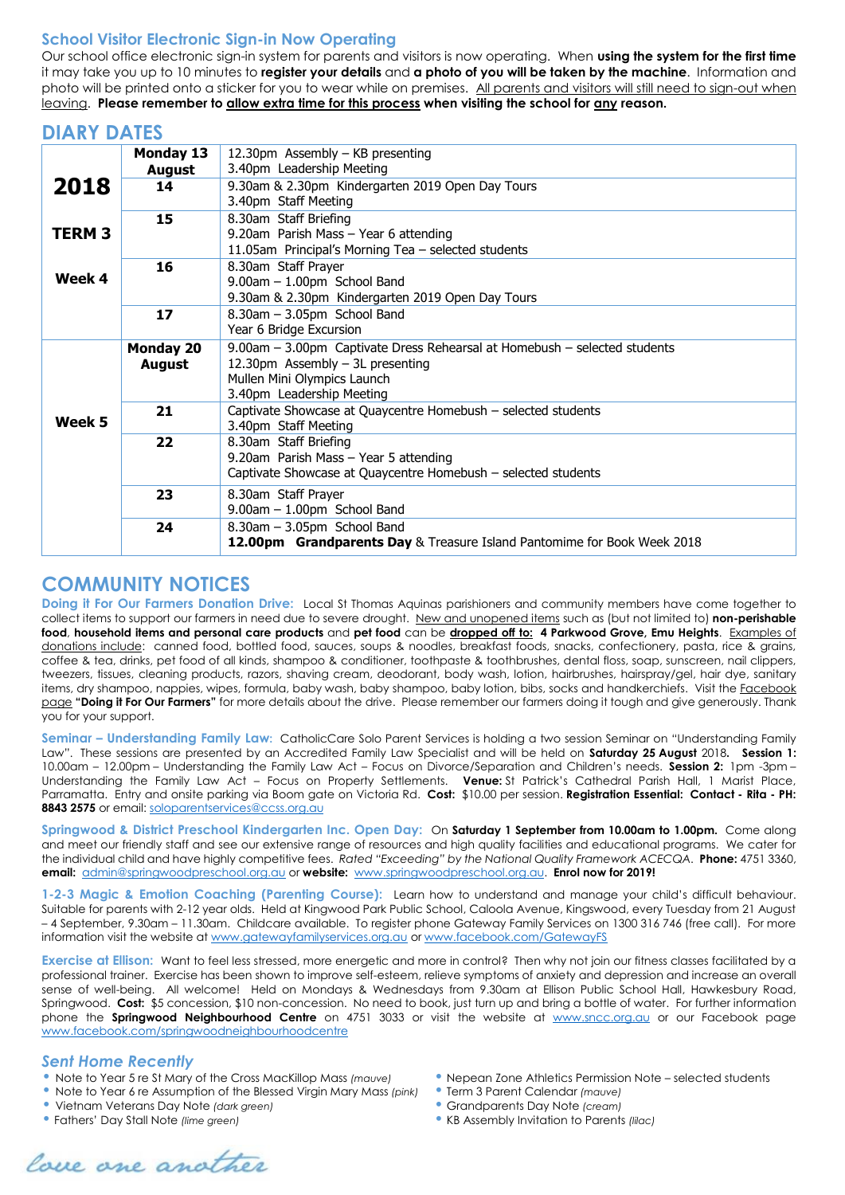## School Visitor Electronic Sign-in Now Operating

Our school office electronic sign-in system for parents and visitors is now operating. When **using the system for the first time** it may take you up to 10 minutes to **register your details** and **a photo of you will be taken by the machine**. Information and photo will be printed onto a sticker for you to wear while on premises. All parents and visitors will still need to sign-out when leaving. **Please remember to allow extra time for this process when visiting the school for any reason.**

## DIARY DATES

| | | |
|---|---|---|
| **2018** **TERM 3** **Week 4** | **Monday 13 August** | 12.30pm Assembly – KB presenting<br>3.40pm Leadership Meeting |
| | **14** | 9.30am & 2.30pm Kindergarten 2019 Open Day Tours<br>3.40pm Staff Meeting |
| | **15** | 8.30am Staff Briefing<br>9.20am Parish Mass – Year 6 attending<br>11.05am Principal's Morning Tea – selected students |
| | **16** | 8.30am Staff Prayer<br>9.00am – 1.00pm School Band<br>9.30am & 2.30pm Kindergarten 2019 Open Day Tours |
| | **17** | 8.30am – 3.05pm School Band<br>Year 6 Bridge Excursion |
| **Week 5** | **Monday 20 August** | 9.00am – 3.00pm Captivate Dress Rehearsal at Homebush – selected students<br>12.30pm Assembly – 3L presenting<br>Mullen Mini Olympics Launch<br>3.40pm Leadership Meeting |
| | **21** | Captivate Showcase at Quaycentre Homebush – selected students<br>3.40pm Staff Meeting |
| | **22** | 8.30am Staff Briefing<br>9.20am Parish Mass – Year 5 attending<br>Captivate Showcase at Quaycentre Homebush – selected students |
| | **23** | 8.30am Staff Prayer<br>9.00am – 1.00pm School Band |
| | **24** | 8.30am – 3.05pm School Band<br>**12.00pm Grandparents Day** & Treasure Island Pantomime for Book Week 2018 |

## COMMUNITY NOTICES

**Doing it For Our Farmers Donation Drive:** Local St Thomas Aquinas parishioners and community members have come together to collect items to support our farmers in need due to severe drought. New and unopened items such as (but not limited to) **non-perishable food**, **household items and personal care products** and **pet food** can be **dropped off to: 4 Parkwood Grove, Emu Heights**. Examples of donations include: canned food, bottled food, sauces, soups & noodles, breakfast foods, snacks, confectionery, pasta, rice & grains, coffee & tea, drinks, pet food of all kinds, shampoo & conditioner, toothpaste & toothbrushes, dental floss, soap, sunscreen, nail clippers, tweezers, tissues, cleaning products, razors, shaving cream, deodorant, body wash, lotion, hairbrushes, hairspray/gel, hair dye, sanitary items, dry shampoo, nappies, wipes, formula, baby wash, baby shampoo, baby lotion, bibs, socks and handkerchiefs. Visit the Facebook page **"Doing it For Our Farmers"** for more details about the drive. Please remember our farmers doing it tough and give generously. Thank you for your support.

**Seminar – Understanding Family Law:** CatholicCare Solo Parent Services is holding a two session Seminar on "Understanding Family Law". These sessions are presented by an Accredited Family Law Specialist and will be held on **Saturday 25 August** 2018**. Session 1:** 10.00am – 12.00pm – Understanding the Family Law Act – Focus on Divorce/Separation and Children's needs. **Session 2:** 1pm -3pm – Understanding the Family Law Act – Focus on Property Settlements. **Venue:** St Patrick's Cathedral Parish Hall, 1 Marist Place, Parramatta. Entry and onsite parking via Boom gate on Victoria Rd. **Cost:** $10.00 per session. **Registration Essential: Contact - Rita - PH: 8843 2575** or email: soloparentservices@ccss.org.au

**Springwood & District Preschool Kindergarten Inc. Open Day:** On **Saturday 1 September from 10.00am to 1.00pm.** Come along and meet our friendly staff and see our extensive range of resources and high quality facilities and educational programs. We cater for the individual child and have highly competitive fees. *Rated "Exceeding" by the National Quality Framework ACECQA.* **Phone:** 4751 3360, **email:** admin@springwoodpreschool.org.au or **website:** www.springwoodpreschool.org.au. **Enrol now for 2019!**

**1-2-3 Magic & Emotion Coaching (Parenting Course):** Learn how to understand and manage your child's difficult behaviour. Suitable for parents with 2-12 year olds. Held at Kingwood Park Public School, Caloola Avenue, Kingswood, every Tuesday from 21 August – 4 September, 9.30am – 11.30am. Childcare available. To register phone Gateway Family Services on 1300 316 746 (free call). For more information visit the website at www.gatewayfamilyservices.org.au or www.facebook.com/GatewayFS

**Exercise at Ellison:** Want to feel less stressed, more energetic and more in control? Then why not join our fitness classes facilitated by a professional trainer. Exercise has been shown to improve self-esteem, relieve symptoms of anxiety and depression and increase an overall sense of well-being. All welcome! Held on Mondays & Wednesdays from 9.30am at Ellison Public School Hall, Hawkesbury Road, Springwood. **Cost:** $5 concession, $10 non-concession. No need to book, just turn up and bring a bottle of water. For further information phone the **Springwood Neighbourhood Centre** on 4751 3033 or visit the website at www.sncc.org.au or our Facebook page www.facebook.com/springwoodneighbourhoodcentre

### *Sent Home Recently*

- Note to Year 5 re St Mary of the Cross MacKillop Mass *(mauve)*
- Note to Year 6 re Assumption of the Blessed Virgin Mary Mass *(pink)*
- Vietnam Veterans Day Note *(dark green)*
- Fathers' Day Stall Note *(lime green)*
- Nepean Zone Athletics Permission Note – selected students
- Term 3 Parent Calendar *(mauve)*
- Grandparents Day Note *(cream)*
- KB Assembly Invitation to Parents *(lilac)*

*love one another*